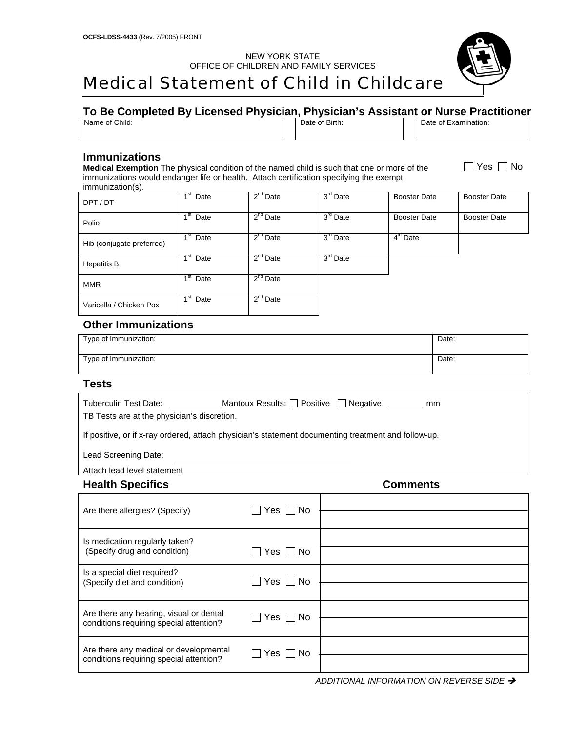**OCFS-LDSS-4433** (Rev. 7/2005) FRONT

NEW YORK STATE
OFFICE OF CHILDREN AND FAMILY SERVICES

# Medical Statement of Child in Childcare

## To Be Completed By Licensed Physician, Physician's Assistant or Nurse Practitioner

| Name of Child: | Date of Birth: | Date of Examination: |
|---|---|---|
| | | |

## Immunizations

**Medical Exemption** The physical condition of the named child is such that one or more of the immunizations would endanger life or health. Attach certification specifying the exempt immunization(s). ☐ Yes ☐ No

| | | | | | |
|---|---|---|---|---|---|
| DPT / DT | 1st Date | 2nd Date | 3rd Date | Booster Date | Booster Date |
| Polio | 1st Date | 2nd Date | 3rd Date | Booster Date | Booster Date |
| Hib (conjugate preferred) | 1st Date | 2nd Date | 3rd Date | 4th Date | |
| Hepatitis B | 1st Date | 2nd Date | 3rd Date | | |
| MMR | 1st Date | 2nd Date | | | |
| Varicella / Chicken Pox | 1st Date | 2nd Date | | | |

## Other Immunizations

| Type of Immunization: | Date: |
|---|---|
| Type of Immunization: | Date: |

## Tests

Tuberculin Test Date: ____________ Mantoux Results: ☐ Positive ☐ Negative ________ mm

TB Tests are at the physician's discretion.

If positive, or if x-ray ordered, attach physician's statement documenting treatment and follow-up.

Lead Screening Date: ______________________________

Attach lead level statement

## Health Specifics

| Health Specifics | | Comments |
|---|---|---|
| Are there allergies? (Specify) | ☐ Yes ☐ No | |
| Is medication regularly taken? (Specify drug and condition) | ☐ Yes ☐ No | |
| Is a special diet required? (Specify diet and condition) | ☐ Yes ☐ No | |
| Are there any hearing, visual or dental conditions requiring special attention? | ☐ Yes ☐ No | |
| Are there any medical or developmental conditions requiring special attention? | ☐ Yes ☐ No | |

*ADDITIONAL INFORMATION ON REVERSE SIDE* ➔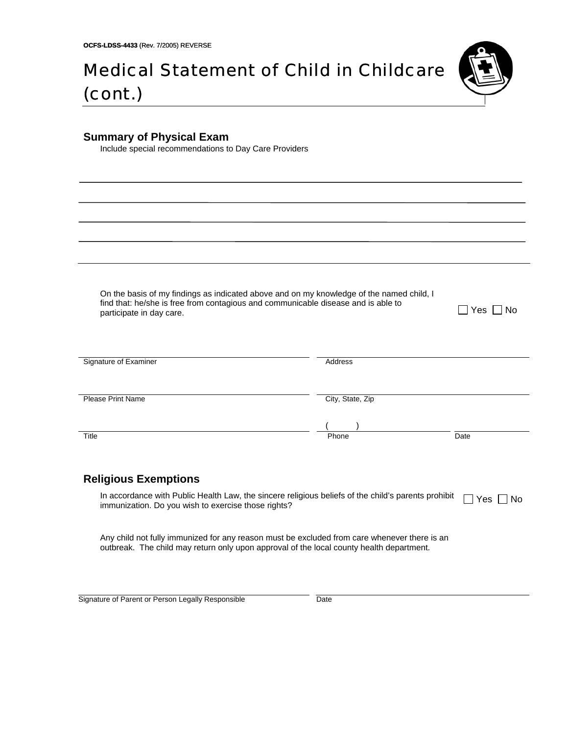OCFS-LDSS-4433 (Rev. 7/2005) REVERSE

# Medical Statement of Child in Childcare (cont.)

## Summary of Physical Exam

Include special recommendations to Day Care Providers

On the basis of my findings as indicated above and on my knowledge of the named child, I find that: he/she is free from contagious and communicable disease and is able to participate in day care. ☐ Yes ☐ No

Signature of Examiner

Address

Please Print Name

City, State, Zip

Title

( ) Phone

Date

## Religious Exemptions

In accordance with Public Health Law, the sincere religious beliefs of the child's parents prohibit immunization. Do you wish to exercise those rights? ☐ Yes ☐ No

Any child not fully immunized for any reason must be excluded from care whenever there is an outbreak. The child may return only upon approval of the local county health department.

Signature of Parent or Person Legally Responsible

Date